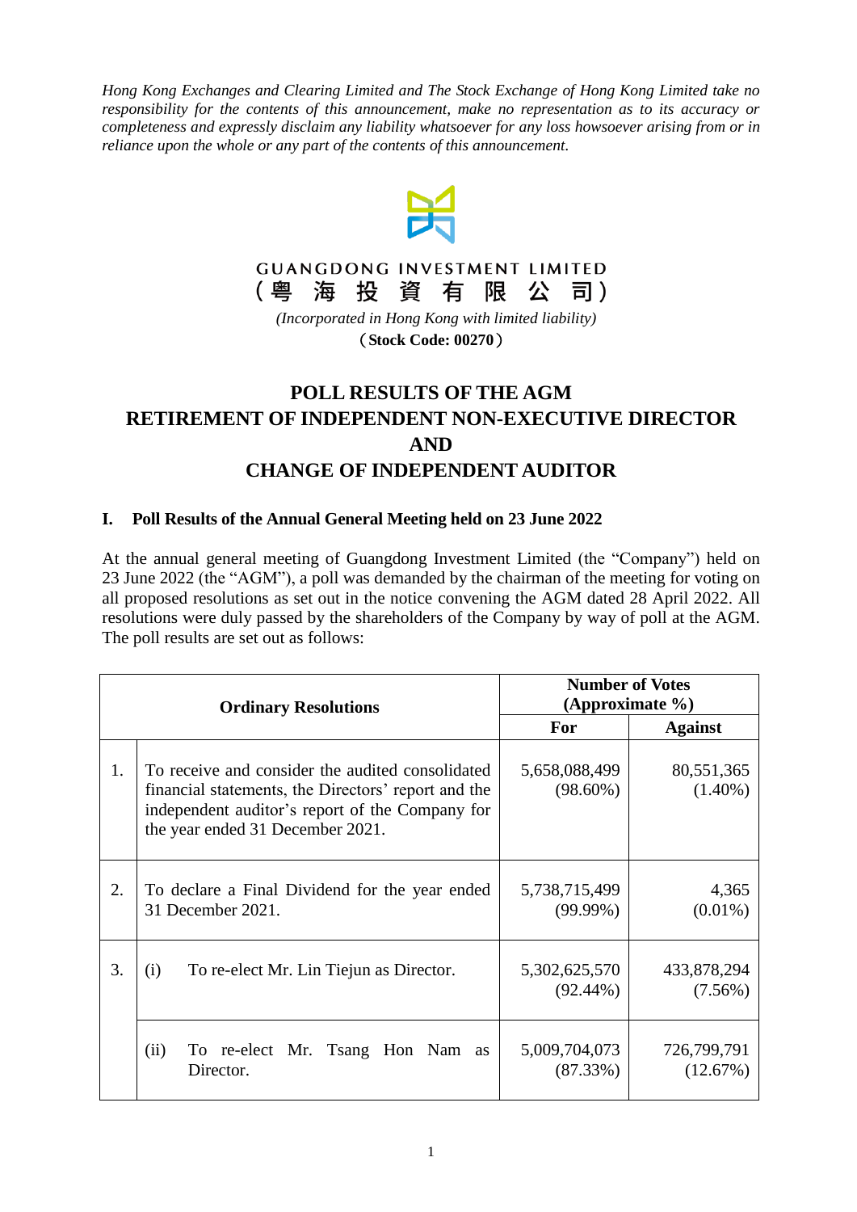*Hong Kong Exchanges and Clearing Limited and The Stock Exchange of Hong Kong Limited take no responsibility for the contents of this announcement, make no representation as to its accuracy or completeness and expressly disclaim any liability whatsoever for any loss howsoever arising from or in reliance upon the whole or any part of the contents of this announcement.*

GUANGDONG INVESTMENT LIMITED
(粵 海 投 資 有 限 公 司)

*(Incorporated in Hong Kong with limited liability)*

**(Stock Code: 00270)**

# POLL RESULTS OF THE AGM
# RETIREMENT OF INDEPENDENT NON-EXECUTIVE DIRECTOR
# AND
# CHANGE OF INDEPENDENT AUDITOR

## I. Poll Results of the Annual General Meeting held on 23 June 2022

At the annual general meeting of Guangdong Investment Limited (the "Company") held on 23 June 2022 (the "AGM"), a poll was demanded by the chairman of the meeting for voting on all proposed resolutions as set out in the notice convening the AGM dated 28 April 2022. All resolutions were duly passed by the shareholders of the Company by way of poll at the AGM. The poll results are set out as follows:

| Ordinary Resolutions | | Number of Votes (Approximate %) | |
|---|---|---|---|
| | | **For** | **Against** |
| 1. | To receive and consider the audited consolidated financial statements, the Directors' report and the independent auditor's report of the Company for the year ended 31 December 2021. | 5,658,088,499 (98.60%) | 80,551,365 (1.40%) |
| 2. | To declare a Final Dividend for the year ended 31 December 2021. | 5,738,715,499 (99.99%) | 4,365 (0.01%) |
| 3. | (i) To re-elect Mr. Lin Tiejun as Director. | 5,302,625,570 (92.44%) | 433,878,294 (7.56%) |
| | (ii) To re-elect Mr. Tsang Hon Nam as Director. | 5,009,704,073 (87.33%) | 726,799,791 (12.67%) |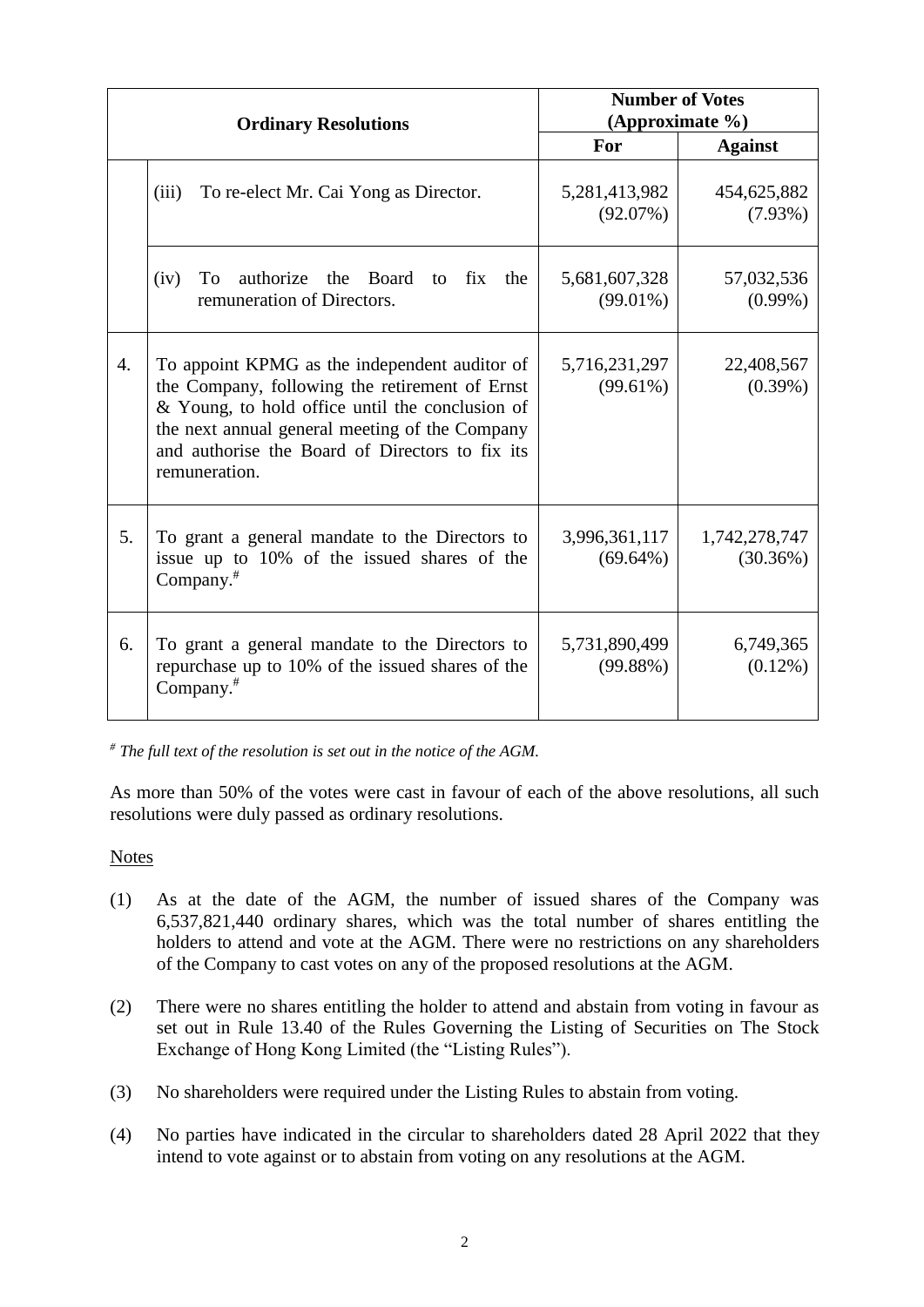| | Ordinary Resolutions | Number of Votes (Approximate %) | |
|---|---|---|---|
| | | For | Against |
| | (iii) To re-elect Mr. Cai Yong as Director. | 5,281,413,982 (92.07%) | 454,625,882 (7.93%) |
| | (iv) To authorize the Board to fix the remuneration of Directors. | 5,681,607,328 (99.01%) | 57,032,536 (0.99%) |
| 4. | To appoint KPMG as the independent auditor of the Company, following the retirement of Ernst & Young, to hold office until the conclusion of the next annual general meeting of the Company and authorise the Board of Directors to fix its remuneration. | 5,716,231,297 (99.61%) | 22,408,567 (0.39%) |
| 5. | To grant a general mandate to the Directors to issue up to 10% of the issued shares of the Company.# | 3,996,361,117 (69.64%) | 1,742,278,747 (30.36%) |
| 6. | To grant a general mandate to the Directors to repurchase up to 10% of the issued shares of the Company.# | 5,731,890,499 (99.88%) | 6,749,365 (0.12%) |

*# The full text of the resolution is set out in the notice of the AGM.*

As more than 50% of the votes were cast in favour of each of the above resolutions, all such resolutions were duly passed as ordinary resolutions.

Notes

(1) As at the date of the AGM, the number of issued shares of the Company was 6,537,821,440 ordinary shares, which was the total number of shares entitling the holders to attend and vote at the AGM. There were no restrictions on any shareholders of the Company to cast votes on any of the proposed resolutions at the AGM.

(2) There were no shares entitling the holder to attend and abstain from voting in favour as set out in Rule 13.40 of the Rules Governing the Listing of Securities on The Stock Exchange of Hong Kong Limited (the "Listing Rules").

(3) No shareholders were required under the Listing Rules to abstain from voting.

(4) No parties have indicated in the circular to shareholders dated 28 April 2022 that they intend to vote against or to abstain from voting on any resolutions at the AGM.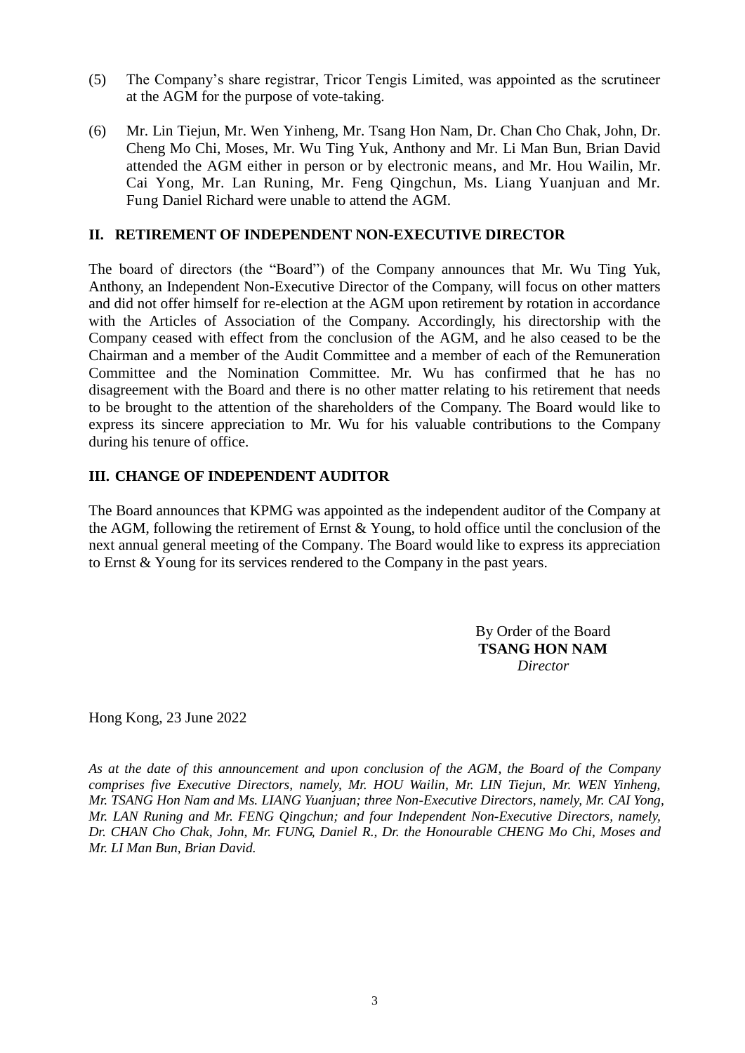(5) The Company's share registrar, Tricor Tengis Limited, was appointed as the scrutineer at the AGM for the purpose of vote-taking.

(6) Mr. Lin Tiejun, Mr. Wen Yinheng, Mr. Tsang Hon Nam, Dr. Chan Cho Chak, John, Dr. Cheng Mo Chi, Moses, Mr. Wu Ting Yuk, Anthony and Mr. Li Man Bun, Brian David attended the AGM either in person or by electronic means, and Mr. Hou Wailin, Mr. Cai Yong, Mr. Lan Runing, Mr. Feng Qingchun, Ms. Liang Yuanjuan and Mr. Fung Daniel Richard were unable to attend the AGM.

## II. RETIREMENT OF INDEPENDENT NON-EXECUTIVE DIRECTOR

The board of directors (the "Board") of the Company announces that Mr. Wu Ting Yuk, Anthony, an Independent Non-Executive Director of the Company, will focus on other matters and did not offer himself for re-election at the AGM upon retirement by rotation in accordance with the Articles of Association of the Company. Accordingly, his directorship with the Company ceased with effect from the conclusion of the AGM, and he also ceased to be the Chairman and a member of the Audit Committee and a member of each of the Remuneration Committee and the Nomination Committee. Mr. Wu has confirmed that he has no disagreement with the Board and there is no other matter relating to his retirement that needs to be brought to the attention of the shareholders of the Company. The Board would like to express its sincere appreciation to Mr. Wu for his valuable contributions to the Company during his tenure of office.

## III. CHANGE OF INDEPENDENT AUDITOR

The Board announces that KPMG was appointed as the independent auditor of the Company at the AGM, following the retirement of Ernst & Young, to hold office until the conclusion of the next annual general meeting of the Company. The Board would like to express its appreciation to Ernst & Young for its services rendered to the Company in the past years.

By Order of the Board
**TSANG HON NAM**
*Director*

Hong Kong, 23 June 2022

*As at the date of this announcement and upon conclusion of the AGM, the Board of the Company comprises five Executive Directors, namely, Mr. HOU Wailin, Mr. LIN Tiejun, Mr. WEN Yinheng, Mr. TSANG Hon Nam and Ms. LIANG Yuanjuan; three Non-Executive Directors, namely, Mr. CAI Yong, Mr. LAN Runing and Mr. FENG Qingchun; and four Independent Non-Executive Directors, namely, Dr. CHAN Cho Chak, John, Mr. FUNG, Daniel R., Dr. the Honourable CHENG Mo Chi, Moses and Mr. LI Man Bun, Brian David.*